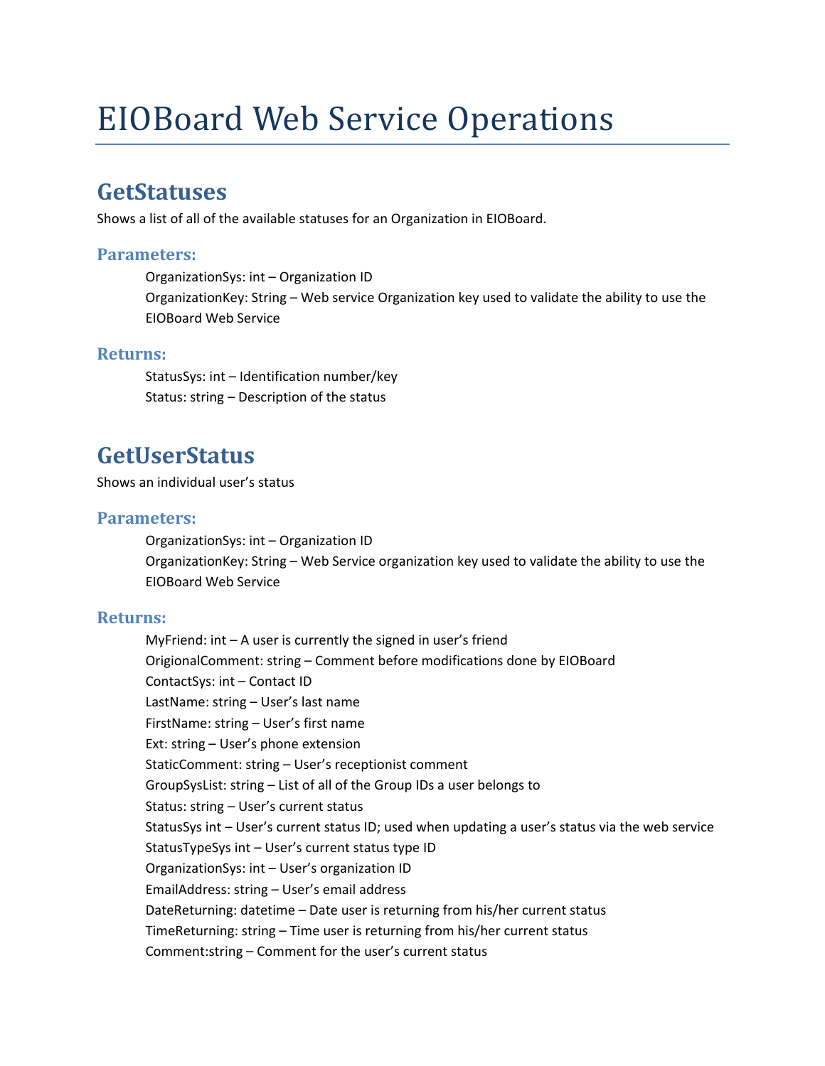# EIOBoard Web Service Operations

## GetStatuses

Shows a list of all of the available statuses for an Organization in EIOBoard.

### Parameters:

OrganizationSys: int – Organization ID
OrganizationKey: String – Web service Organization key used to validate the ability to use the EIOBoard Web Service

### Returns:

StatusSys: int – Identification number/key
Status: string – Description of the status

## GetUserStatus

Shows an individual user's status

### Parameters:

OrganizationSys: int – Organization ID
OrganizationKey: String – Web Service organization key used to validate the ability to use the EIOBoard Web Service

### Returns:

MyFriend: int – A user is currently the signed in user's friend
OrigionalComment: string – Comment before modifications done by EIOBoard
ContactSys: int – Contact ID
LastName: string – User's last name
FirstName: string – User's first name
Ext: string – User's phone extension
StaticComment: string – User's receptionist comment
GroupSysList: string – List of all of the Group IDs a user belongs to
Status: string – User's current status
StatusSys int – User's current status ID; used when updating a user's status via the web service
StatusTypeSys int – User's current status type ID
OrganizationSys: int – User's organization ID
EmailAddress: string – User's email address
DateReturning: datetime – Date user is returning from his/her current status
TimeReturning: string – Time user is returning from his/her current status
Comment:string – Comment for the user's current status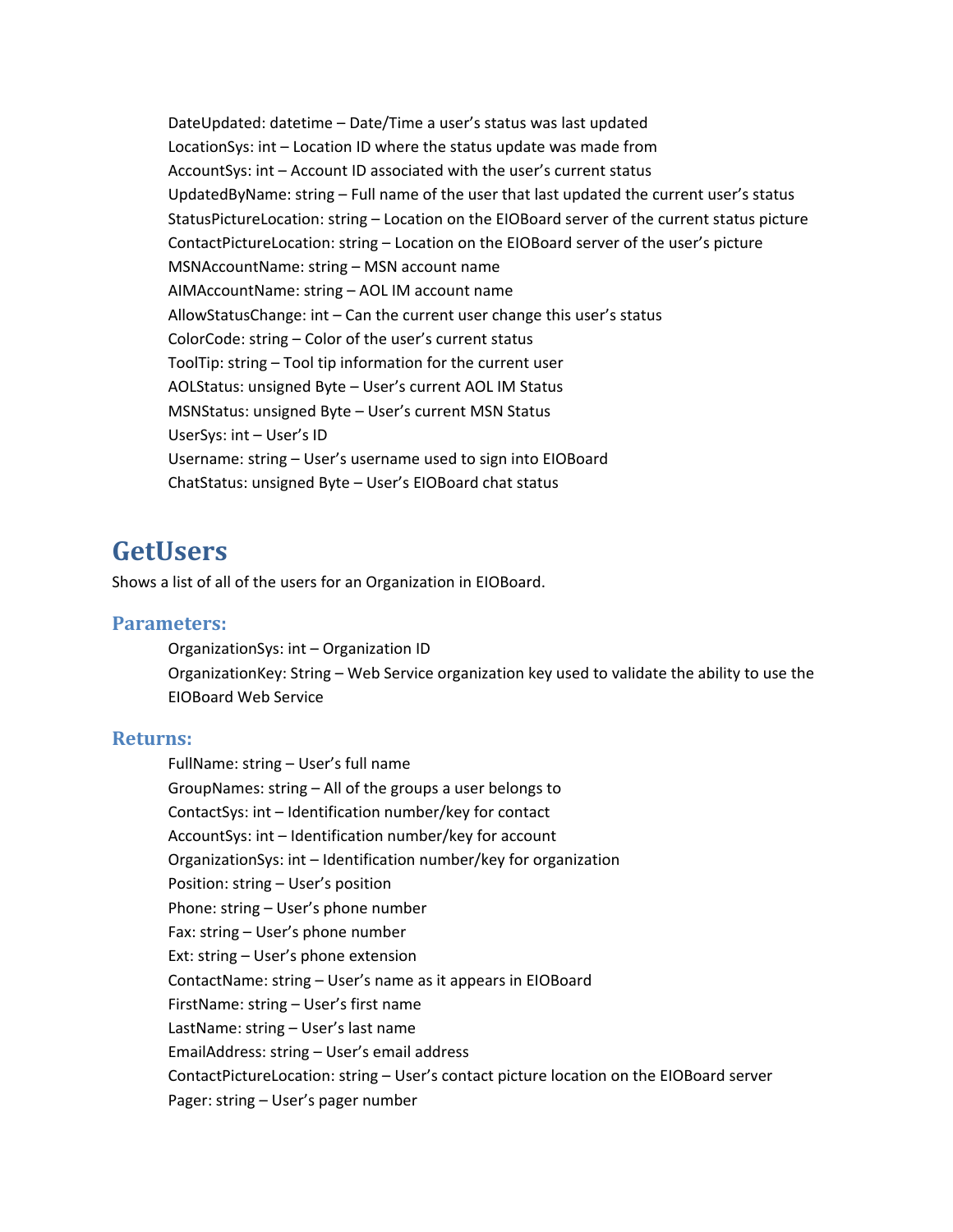DateUpdated: datetime – Date/Time a user's status was last updated
LocationSys: int – Location ID where the status update was made from
AccountSys: int – Account ID associated with the user's current status
UpdatedByName: string – Full name of the user that last updated the current user's status
StatusPictureLocation: string – Location on the EIOBoard server of the current status picture
ContactPictureLocation: string – Location on the EIOBoard server of the user's picture
MSNAccountName: string – MSN account name
AIMAccountName: string – AOL IM account name
AllowStatusChange: int – Can the current user change this user's status
ColorCode: string – Color of the user's current status
ToolTip: string – Tool tip information for the current user
AOLStatus: unsigned Byte – User's current AOL IM Status
MSNStatus: unsigned Byte – User's current MSN Status
UserSys: int – User's ID
Username: string – User's username used to sign into EIOBoard
ChatStatus: unsigned Byte – User's EIOBoard chat status

# GetUsers

Shows a list of all of the users for an Organization in EIOBoard.

## Parameters:

OrganizationSys: int – Organization ID
OrganizationKey: String – Web Service organization key used to validate the ability to use the EIOBoard Web Service

## Returns:

FullName: string – User's full name
GroupNames: string – All of the groups a user belongs to
ContactSys: int – Identification number/key for contact
AccountSys: int – Identification number/key for account
OrganizationSys: int – Identification number/key for organization
Position: string – User's position
Phone: string – User's phone number
Fax: string – User's phone number
Ext: string – User's phone extension
ContactName: string – User's name as it appears in EIOBoard
FirstName: string – User's first name
LastName: string – User's last name
EmailAddress: string – User's email address
ContactPictureLocation: string – User's contact picture location on the EIOBoard server
Pager: string – User's pager number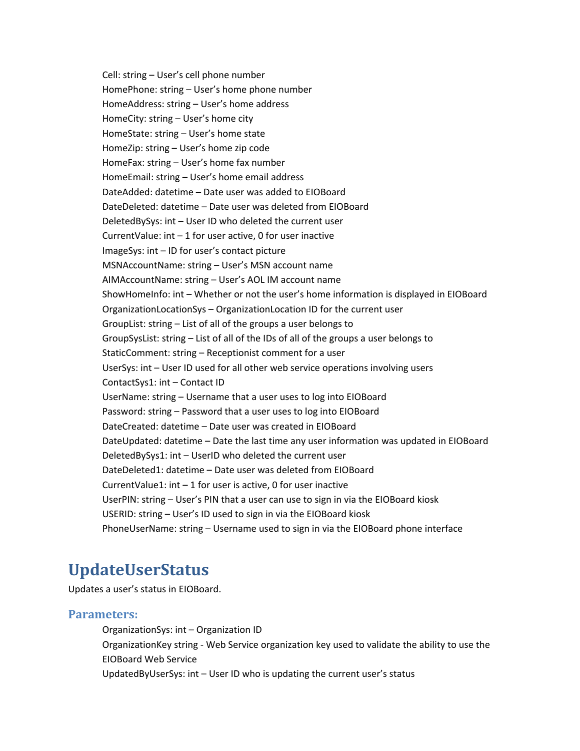Cell: string – User's cell phone number
HomePhone: string – User's home phone number
HomeAddress: string – User's home address
HomeCity: string – User's home city
HomeState: string – User's home state
HomeZip: string – User's home zip code
HomeFax: string – User's home fax number
HomeEmail: string – User's home email address
DateAdded: datetime – Date user was added to EIOBoard
DateDeleted: datetime – Date user was deleted from EIOBoard
DeletedBySys: int – User ID who deleted the current user
CurrentValue: int – 1 for user active, 0 for user inactive
ImageSys: int – ID for user's contact picture
MSNAccountName: string – User's MSN account name
AIMAccountName: string – User's AOL IM account name
ShowHomeInfo: int – Whether or not the user's home information is displayed in EIOBoard
OrganizationLocationSys – OrganizationLocation ID for the current user
GroupList: string – List of all of the groups a user belongs to
GroupSysList: string – List of all of the IDs of all of the groups a user belongs to
StaticComment: string – Receptionist comment for a user
UserSys: int – User ID used for all other web service operations involving users
ContactSys1: int – Contact ID
UserName: string – Username that a user uses to log into EIOBoard
Password: string – Password that a user uses to log into EIOBoard
DateCreated: datetime – Date user was created in EIOBoard
DateUpdated: datetime – Date the last time any user information was updated in EIOBoard
DeletedBySys1: int – UserID who deleted the current user
DateDeleted1: datetime – Date user was deleted from EIOBoard
CurrentValue1: int – 1 for user is active, 0 for user inactive
UserPIN: string – User's PIN that a user can use to sign in via the EIOBoard kiosk
USERID: string – User's ID used to sign in via the EIOBoard kiosk
PhoneUserName: string – Username used to sign in via the EIOBoard phone interface

# UpdateUserStatus

Updates a user's status in EIOBoard.

## Parameters:

OrganizationSys: int – Organization ID
OrganizationKey string - Web Service organization key used to validate the ability to use the EIOBoard Web Service
UpdatedByUserSys: int – User ID who is updating the current user's status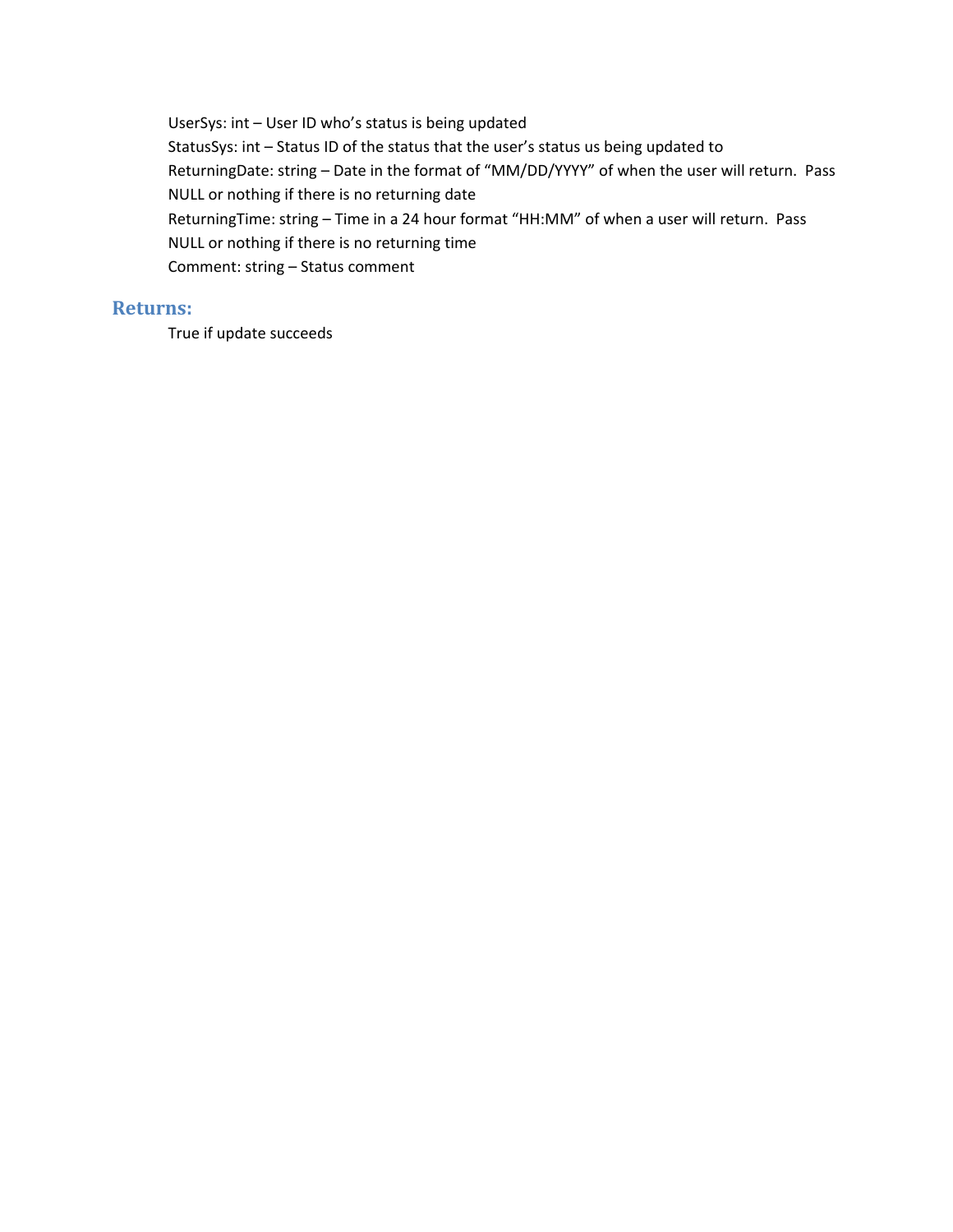UserSys: int – User ID who's status is being updated
StatusSys: int – Status ID of the status that the user's status us being updated to
ReturningDate: string – Date in the format of "MM/DD/YYYY" of when the user will return. Pass NULL or nothing if there is no returning date
ReturningTime: string – Time in a 24 hour format "HH:MM" of when a user will return. Pass NULL or nothing if there is no returning time
Comment: string – Status comment

## Returns:

True if update succeeds